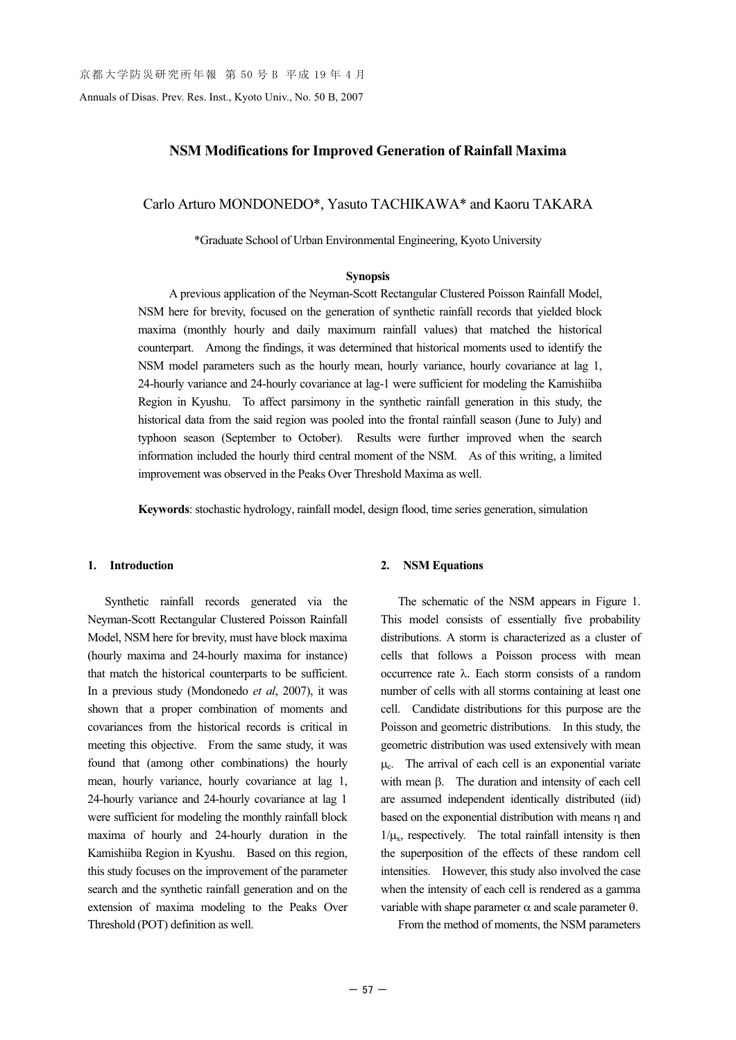# NSM Modifications for Improved Generation of Rainfall Maxima

Carlo Arturo MONDONEDO*, Yasuto TACHIKAWA* and Kaoru TAKARA

*Graduate School of Urban Environmental Engineering, Kyoto University

### Synopsis

A previous application of the Neyman-Scott Rectangular Clustered Poisson Rainfall Model, NSM here for brevity, focused on the generation of synthetic rainfall records that yielded block maxima (monthly hourly and daily maximum rainfall values) that matched the historical counterpart. Among the findings, it was determined that historical moments used to identify the NSM model parameters such as the hourly mean, hourly variance, hourly covariance at lag 1, 24-hourly variance and 24-hourly covariance at lag-1 were sufficient for modeling the Kamishiiba Region in Kyushu. To affect parsimony in the synthetic rainfall generation in this study, the historical data from the said region was pooled into the frontal rainfall season (June to July) and typhoon season (September to October). Results were further improved when the search information included the hourly third central moment of the NSM. As of this writing, a limited improvement was observed in the Peaks Over Threshold Maxima as well.

**Keywords**: stochastic hydrology, rainfall model, design flood, time series generation, simulation

## 1. Introduction

Synthetic rainfall records generated via the Neyman-Scott Rectangular Clustered Poisson Rainfall Model, NSM here for brevity, must have block maxima (hourly maxima and 24-hourly maxima for instance) that match the historical counterparts to be sufficient. In a previous study (Mondonedo *et al*, 2007), it was shown that a proper combination of moments and covariances from the historical records is critical in meeting this objective. From the same study, it was found that (among other combinations) the hourly mean, hourly variance, hourly covariance at lag 1, 24-hourly variance and 24-hourly covariance at lag 1 were sufficient for modeling the monthly rainfall block maxima of hourly and 24-hourly duration in the Kamishiiba Region in Kyushu. Based on this region, this study focuses on the improvement of the parameter search and the synthetic rainfall generation and on the extension of maxima modeling to the Peaks Over Threshold (POT) definition as well.

## 2. NSM Equations

The schematic of the NSM appears in Figure 1. This model consists of essentially five probability distributions. A storm is characterized as a cluster of cells that follows a Poisson process with mean occurrence rate $\lambda$. Each storm consists of a random number of cells with all storms containing at least one cell. Candidate distributions for this purpose are the Poisson and geometric distributions. In this study, the geometric distribution was used extensively with mean $\mu_c$. The arrival of each cell is an exponential variate with mean $\beta$. The duration and intensity of each cell are assumed independent identically distributed (iid) based on the exponential distribution with means $\eta$ and $1/\mu_x$, respectively. The total rainfall intensity is then the superposition of the effects of these random cell intensities. However, this study also involved the case when the intensity of each cell is rendered as a gamma variable with shape parameter $\alpha$ and scale parameter $\theta$.

From the method of moments, the NSM parameters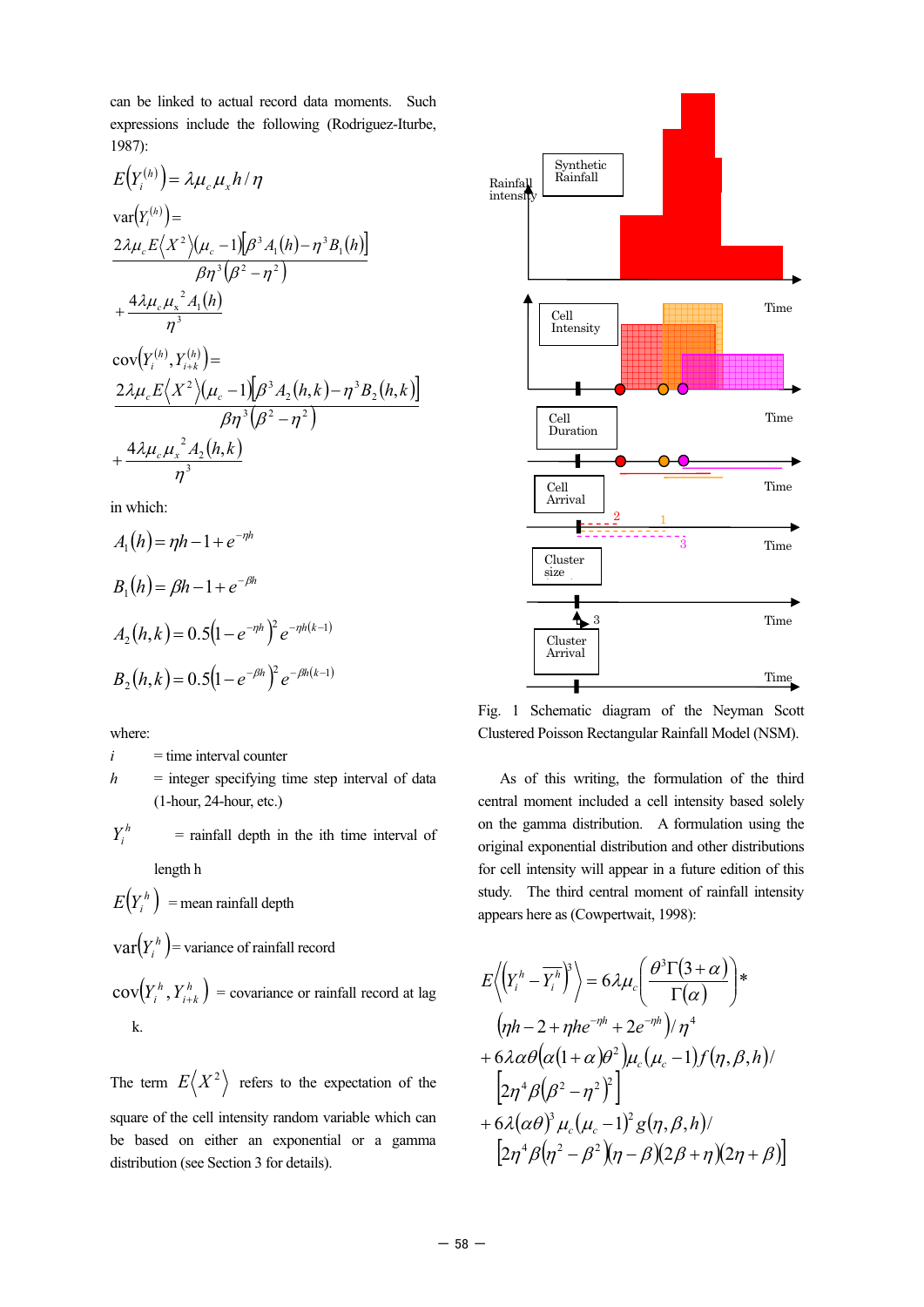can be linked to actual record data moments. Such expressions include the following (Rodriguez-Iturbe, 1987):

$$E\left(Y_i^{(h)}\right) = \lambda \mu_c \mu_x h / \eta$$

$$\mathrm{var}\left(Y_i^{(h)}\right) = \frac{2\lambda \mu_c E\langle X^2 \rangle (\mu_c - 1)\left[\beta^3 A_1(h) - \eta^3 B_1(h)\right]}{\beta \eta^3 \left(\beta^2 - \eta^2\right)} + \frac{4\lambda \mu_c \mu_x^2 A_1(h)}{\eta^3}$$

$$\mathrm{cov}\left(Y_i^{(h)}, Y_{i+k}^{(h)}\right) = \frac{2\lambda \mu_c E\langle X^2 \rangle (\mu_c - 1)\left[\beta^3 A_2(h,k) - \eta^3 B_2(h,k)\right]}{\beta \eta^3 \left(\beta^2 - \eta^2\right)} + \frac{4\lambda \mu_c \mu_x^2 A_2(h,k)}{\eta^3}$$

in which:

$$A_1(h) = \eta h - 1 + e^{-\eta h}$$

$$B_1(h) = \beta h - 1 + e^{-\beta h}$$

$$A_2(h,k) = 0.5\left(1 - e^{-\eta h}\right)^2 e^{-\eta h (k-1)}$$

$$B_2(h,k) = 0.5\left(1 - e^{-\beta h}\right)^2 e^{-\beta h (k-1)}$$

where:

- $i$ = time interval counter
- $h$ = integer specifying time step interval of data (1-hour, 24-hour, etc.)
- $Y_i^h$ = rainfall depth in the ith time interval of length h
- $E\left(Y_i^h\right)$ = mean rainfall depth
- $\mathrm{var}\left(Y_i^h\right)$ = variance of rainfall record
- $\mathrm{cov}\left(Y_i^h, Y_{i+k}^h\right)$ = covariance or rainfall record at lag k.

The term $E\langle X^2 \rangle$ refers to the expectation of the square of the cell intensity random variable which can be based on either an exponential or a gamma distribution (see Section 3 for details).

Fig. 1 Schematic diagram of the Neyman Scott Clustered Poisson Rectangular Rainfall Model (NSM).

As of this writing, the formulation of the third central moment included a cell intensity based solely on the gamma distribution. A formulation using the original exponential distribution and other distributions for cell intensity will appear in a future edition of this study. The third central moment of rainfall intensity appears here as (Cowpertwait, 1998):

$$E\left\langle \left(Y_i^h - \overline{Y_i^h}\right)^3 \right\rangle = 6\lambda \mu_c \left(\frac{\theta^3 \Gamma(3+\alpha)}{\Gamma(\alpha)}\right) * \left(\eta h - 2 + \eta h e^{-\eta h} + 2e^{-\eta h}\right) / \eta^4$$
$$+ 6\lambda \alpha \theta \left(\alpha(1+\alpha)\theta^2\right) \mu_c (\mu_c - 1) f(\eta, \beta, h) / \left[2\eta^4 \beta \left(\beta^2 - \eta^2\right)^2\right]$$
$$+ 6\lambda (\alpha \theta)^3 \mu_c (\mu_c - 1)^2 g(\eta, \beta, h) / \left[2\eta^4 \beta \left(\eta^2 - \beta^2\right)(\eta - \beta)(2\beta + \eta)(2\eta + \beta)\right]$$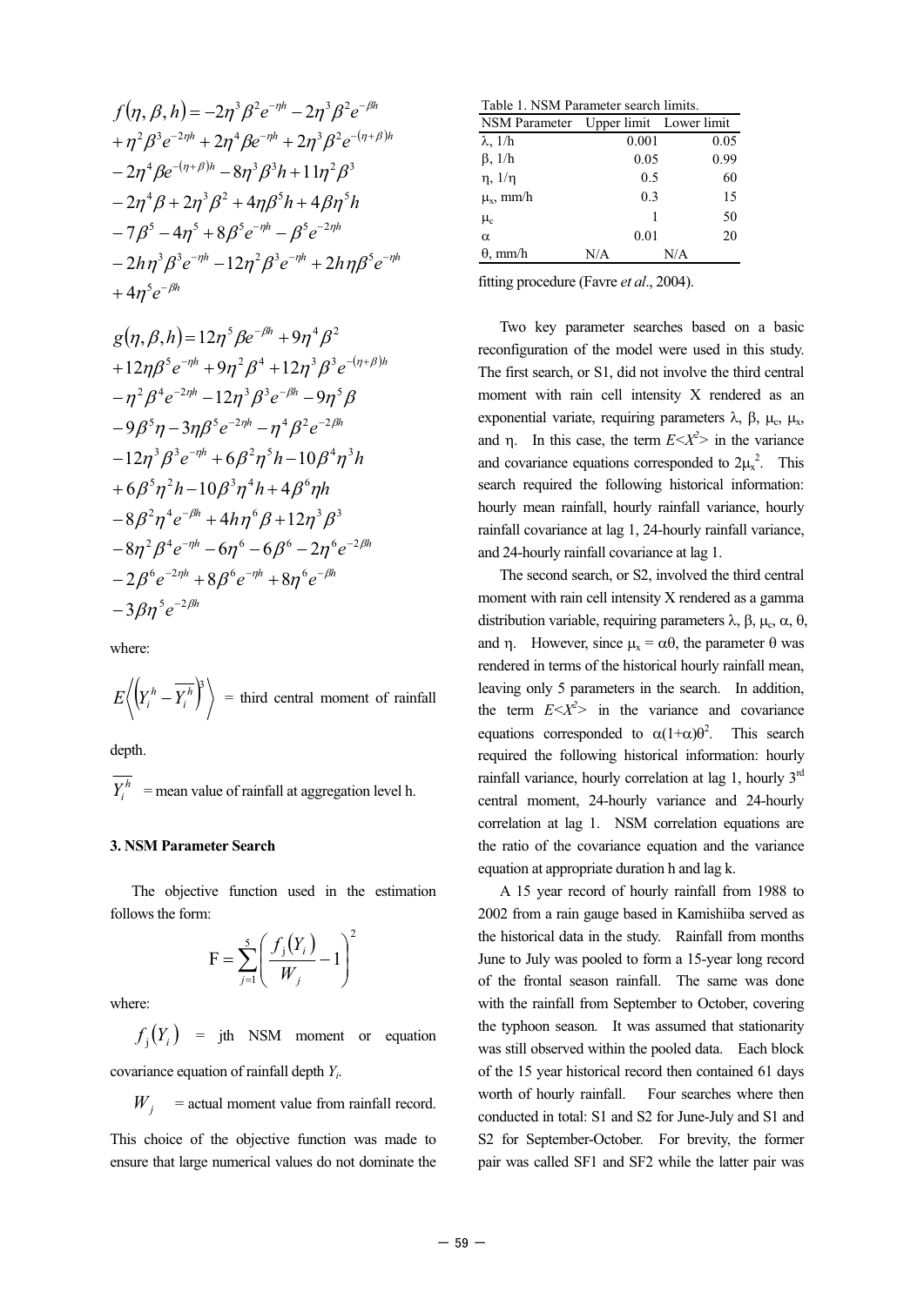$$
\begin{aligned}
f(\eta,\beta,h) &= -2\eta^3\beta^2 e^{-\eta h} - 2\eta^3\beta^2 e^{-\beta h} \\
&+ \eta^2\beta^3 e^{-2\eta h} + 2\eta^4\beta e^{-\eta h} + 2\eta^3\beta^2 e^{-(\eta+\beta)h} \\
&- 2\eta^4\beta e^{-(\eta+\beta)h} - 8\eta^3\beta^3 h + 11\eta^2\beta^3 \\
&- 2\eta^4\beta + 2\eta^3\beta^2 + 4\eta\beta^5 h + 4\beta\eta^5 h \\
&- 7\beta^5 - 4\eta^5 + 8\beta^5 e^{-\eta h} - \beta^5 e^{-2\eta h} \\
&- 2h\eta^3\beta^3 e^{-\eta h} - 12\eta^2\beta^3 e^{-\eta h} + 2h\eta\beta^5 e^{-\eta h} \\
&+ 4\eta^5 e^{-\beta h}
\end{aligned}
$$

$$
\begin{aligned}
g(\eta,\beta,h) &= 12\eta^5\beta e^{-\beta h} + 9\eta^4\beta^2 \\
&+ 12\eta\beta^5 e^{-\eta h} + 9\eta^2\beta^4 + 12\eta^3\beta^3 e^{-(\eta+\beta)h} \\
&- \eta^2\beta^4 e^{-2\eta h} - 12\eta^3\beta^3 e^{-\beta h} - 9\eta^5\beta \\
&- 9\beta^5\eta - 3\eta\beta^5 e^{-2\eta h} - \eta^4\beta^2 e^{-2\beta h} \\
&- 12\eta^3\beta^3 e^{-\eta h} + 6\beta^2\eta^5 h - 10\beta^4\eta^3 h \\
&+ 6\beta^5\eta^2 h - 10\beta^3\eta^4 h + 4\beta^6\eta h \\
&- 8\beta^2\eta^4 e^{-\beta h} + 4h\eta^6\beta + 12\eta^3\beta^3 \\
&- 8\eta^2\beta^4 e^{-\eta h} - 6\eta^6 - 6\beta^6 - 2\eta^6 e^{-2\beta h} \\
&- 2\beta^6 e^{-2\eta h} + 8\beta^6 e^{-\eta h} + 8\eta^6 e^{-\beta h} \\
&- 3\beta\eta^5 e^{-2\beta h}
\end{aligned}
$$

where:

$E\left\langle \left(Y_i^h - \overline{Y_i^h}\right)^3 \right\rangle$ = third central moment of rainfall depth.

$\overline{Y_i^h}$ = mean value of rainfall at aggregation level h.

### 3. NSM Parameter Search

The objective function used in the estimation follows the form:

$$
\mathrm{F} = \sum_{j=1}^{5}\left(\frac{f_j(Y_i)}{W_j} - 1\right)^2
$$

where:

$f_j(Y_i)$ = jth NSM moment or equation covariance equation of rainfall depth $Y_i$.

$W_j$ = actual moment value from rainfall record.

This choice of the objective function was made to ensure that large numerical values do not dominate the fitting procedure (Favre *et al*., 2004).

Table 1. NSM Parameter search limits.

| NSM Parameter | Upper limit | Lower limit |
|---|---|---|
| $\lambda$, 1/h | 0.001 | 0.05 |
| $\beta$, 1/h | 0.05 | 0.99 |
| $\eta$, 1/$\eta$ | 0.5 | 60 |
| $\mu_x$, mm/h | 0.3 | 15 |
| $\mu_c$ | 1 | 50 |
| $\alpha$ | 0.01 | 20 |
| $\theta$, mm/h | N/A | N/A |

Two key parameter searches based on a basic reconfiguration of the model were used in this study. The first search, or S1, did not involve the third central moment with rain cell intensity X rendered as an exponential variate, requiring parameters $\lambda$, $\beta$, $\mu_c$, $\mu_x$, and $\eta$. In this case, the term $E\langle X^2\rangle$ in the variance and covariance equations corresponded to $2\mu_x^2$. This search required the following historical information: hourly mean rainfall, hourly rainfall variance, hourly rainfall covariance at lag 1, 24-hourly rainfall variance, and 24-hourly rainfall covariance at lag 1.

The second search, or S2, involved the third central moment with rain cell intensity X rendered as a gamma distribution variable, requiring parameters $\lambda$, $\beta$, $\mu_c$, $\alpha$, $\theta$, and $\eta$. However, since $\mu_x = \alpha\theta$, the parameter $\theta$ was rendered in terms of the historical hourly rainfall mean, leaving only 5 parameters in the search. In addition, the term $E\langle X^2\rangle$ in the variance and covariance equations corresponded to $\alpha(1+\alpha)\theta^2$. This search required the following historical information: hourly rainfall variance, hourly correlation at lag 1, hourly 3rd central moment, 24-hourly variance and 24-hourly correlation at lag 1. NSM correlation equations are the ratio of the covariance equation and the variance equation at appropriate duration h and lag k.

A 15 year record of hourly rainfall from 1988 to 2002 from a rain gauge based in Kamishiiba served as the historical data in the study. Rainfall from months June to July was pooled to form a 15-year long record of the frontal season rainfall. The same was done with the rainfall from September to October, covering the typhoon season. It was assumed that stationarity was still observed within the pooled data. Each block of the 15 year historical record then contained 61 days worth of hourly rainfall. Four searches where then conducted in total: S1 and S2 for June-July and S1 and S2 for September-October. For brevity, the former pair was called SF1 and SF2 while the latter pair was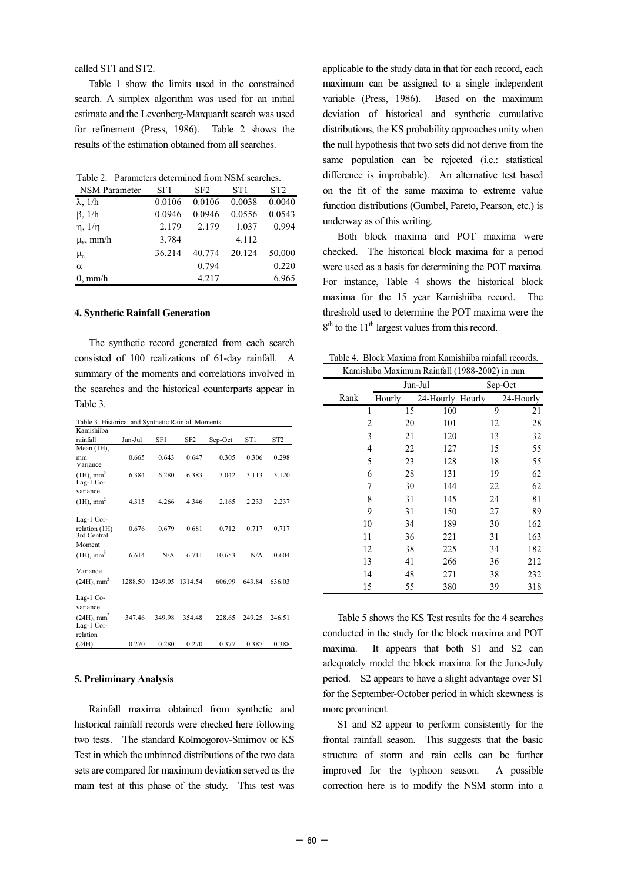called ST1 and ST2.

Table 1 show the limits used in the constrained search. A simplex algorithm was used for an initial estimate and the Levenberg-Marquardt search was used for refinement (Press, 1986). Table 2 shows the results of the estimation obtained from all searches.

Table 2. Parameters determined from NSM searches.

| NSM Parameter | SF1 | SF2 | ST1 | ST2 |
|---|---|---|---|---|
| $\lambda$, 1/h | 0.0106 | 0.0106 | 0.0038 | 0.0040 |
| $\beta$, 1/h | 0.0946 | 0.0946 | 0.0556 | 0.0543 |
| $\eta$, 1/$\eta$ | 2.179 | 2.179 | 1.037 | 0.994 |
| $\mu_x$, mm/h | 3.784 | | 4.112 | |
| $\mu_c$ | 36.214 | 40.774 | 20.124 | 50.000 |
| $\alpha$ | | 0.794 | | 0.220 |
| $\theta$, mm/h | | 4.217 | | 6.965 |

## 4. Synthetic Rainfall Generation

The synthetic record generated from each search consisted of 100 realizations of 61-day rainfall. A summary of the moments and correlations involved in the searches and the historical counterparts appear in Table 3.

Table 3. Historical and Synthetic Rainfall Moments

| Kamishiiba rainfall | Jun-Jul | SF1 | SF2 | Sep-Oct | ST1 | ST2 |
|---|---|---|---|---|---|---|
| Mean (1H), mm | 0.665 | 0.643 | 0.647 | 0.305 | 0.306 | 0.298 |
| Variance (1H), mm$^2$ | 6.384 | 6.280 | 6.383 | 3.042 | 3.113 | 3.120 |
| Lag-1 Co-variance (1H), mm$^2$ | 4.315 | 4.266 | 4.346 | 2.165 | 2.233 | 2.237 |
| Lag-1 Cor-relation (1H) | 0.676 | 0.679 | 0.681 | 0.712 | 0.717 | 0.717 |
| 3rd Central Moment (1H), mm$^3$ | 6.614 | N/A | 6.711 | 10.653 | N/A | 10.604 |
| Variance (24H), mm$^2$ | 1288.50 | 1249.05 | 1314.54 | 606.99 | 643.84 | 636.03 |
| Lag-1 Co-variance (24H), mm$^2$ | 347.46 | 349.98 | 354.48 | 228.65 | 249.25 | 246.51 |
| Lag-1 Cor-relation (24H) | 0.270 | 0.280 | 0.270 | 0.377 | 0.387 | 0.388 |

## 5. Preliminary Analysis

Rainfall maxima obtained from synthetic and historical rainfall records were checked here following two tests. The standard Kolmogorov-Smirnov or KS Test in which the unbinned distributions of the two data sets are compared for maximum deviation served as the main test at this phase of the study. This test was applicable to the study data in that for each record, each maximum can be assigned to a single independent variable (Press, 1986). Based on the maximum deviation of historical and synthetic cumulative distributions, the KS probability approaches unity when the null hypothesis that two sets did not derive from the same population can be rejected (i.e.: statistical difference is improbable). An alternative test based on the fit of the same maxima to extreme value function distributions (Gumbel, Pareto, Pearson, etc.) is underway as of this writing.

Both block maxima and POT maxima were checked. The historical block maxima for a period were used as a basis for determining the POT maxima. For instance, Table 4 shows the historical block maxima for the 15 year Kamishiiba record. The threshold used to determine the POT maxima were the 8th to the 11th largest values from this record.

Table 4. Block Maxima from Kamishiiba rainfall records.

| Kamishiba Maximum Rainfall (1988-2002) in mm | | | | |
|---|---|---|---|---|
| | Jun-Jul | | Sep-Oct | |
| Rank | Hourly | 24-Hourly | Hourly | 24-Hourly |
| 1 | 15 | 100 | 9 | 21 |
| 2 | 20 | 101 | 12 | 28 |
| 3 | 21 | 120 | 13 | 32 |
| 4 | 22 | 127 | 15 | 55 |
| 5 | 23 | 128 | 18 | 55 |
| 6 | 28 | 131 | 19 | 62 |
| 7 | 30 | 144 | 22 | 62 |
| 8 | 31 | 145 | 24 | 81 |
| 9 | 31 | 150 | 27 | 89 |
| 10 | 34 | 189 | 30 | 162 |
| 11 | 36 | 221 | 31 | 163 |
| 12 | 38 | 225 | 34 | 182 |
| 13 | 41 | 266 | 36 | 212 |
| 14 | 48 | 271 | 38 | 232 |
| 15 | 55 | 380 | 39 | 318 |

Table 5 shows the KS Test results for the 4 searches conducted in the study for the block maxima and POT maxima. It appears that both S1 and S2 can adequately model the block maxima for the June-July period. S2 appears to have a slight advantage over S1 for the September-October period in which skewness is more prominent.

S1 and S2 appear to perform consistently for the frontal rainfall season. This suggests that the basic structure of storm and rain cells can be further improved for the typhoon season. A possible correction here is to modify the NSM storm into a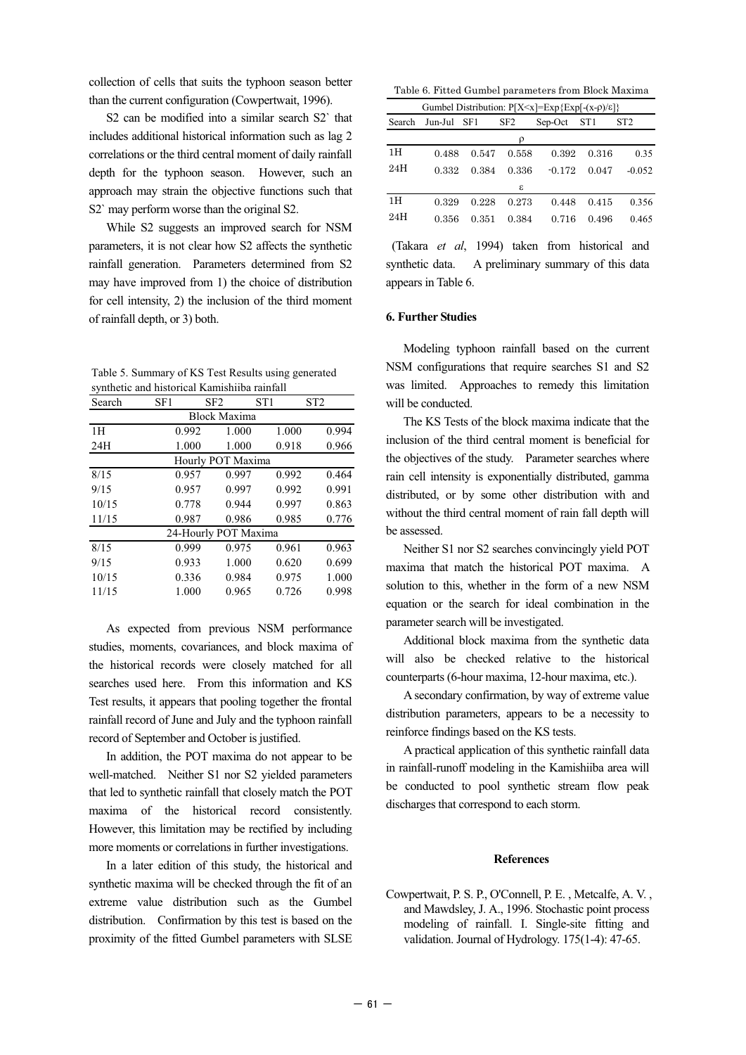collection of cells that suits the typhoon season better than the current configuration (Cowpertwait, 1996).

S2 can be modified into a similar search S2` that includes additional historical information such as lag 2 correlations or the third central moment of daily rainfall depth for the typhoon season. However, such an approach may strain the objective functions such that S2` may perform worse than the original S2.

While S2 suggests an improved search for NSM parameters, it is not clear how S2 affects the synthetic rainfall generation. Parameters determined from S2 may have improved from 1) the choice of distribution for cell intensity, 2) the inclusion of the third moment of rainfall depth, or 3) both.

Table 5. Summary of KS Test Results using generated synthetic and historical Kamishiiba rainfall

| Search | SF1 | SF2 | ST1 | ST2 |
|---|---|---|---|---|
| | Block Maxima | | | |
| 1H | 0.992 | 1.000 | 1.000 | 0.994 |
| 24H | 1.000 | 1.000 | 0.918 | 0.966 |
| | Hourly POT Maxima | | | |
| 8/15 | 0.957 | 0.997 | 0.992 | 0.464 |
| 9/15 | 0.957 | 0.997 | 0.992 | 0.991 |
| 10/15 | 0.778 | 0.944 | 0.997 | 0.863 |
| 11/15 | 0.987 | 0.986 | 0.985 | 0.776 |
| | 24-Hourly POT Maxima | | | |
| 8/15 | 0.999 | 0.975 | 0.961 | 0.963 |
| 9/15 | 0.933 | 1.000 | 0.620 | 0.699 |
| 10/15 | 0.336 | 0.984 | 0.975 | 1.000 |
| 11/15 | 1.000 | 0.965 | 0.726 | 0.998 |

As expected from previous NSM performance studies, moments, covariances, and block maxima of the historical records were closely matched for all searches used here. From this information and KS Test results, it appears that pooling together the frontal rainfall record of June and July and the typhoon rainfall record of September and October is justified.

In addition, the POT maxima do not appear to be well-matched. Neither S1 nor S2 yielded parameters that led to synthetic rainfall that closely match the POT maxima of the historical record consistently. However, this limitation may be rectified by including more moments or correlations in further investigations.

In a later edition of this study, the historical and synthetic maxima will be checked through the fit of an extreme value distribution such as the Gumbel distribution. Confirmation by this test is based on the proximity of the fitted Gumbel parameters with SLSE (Takara *et al*, 1994) taken from historical and synthetic data. A preliminary summary of this data appears in Table 6.

Table 6. Fitted Gumbel parameters from Block Maxima

| Gumbel Distribution: $P[X<x]=\mathrm{Exp}\{\mathrm{Exp}[-(x-\rho)/\varepsilon]\}$ | | | | | | |
|---|---|---|---|---|---|---|
| Search | Jun-Jul | SF1 | SF2 | Sep-Oct | ST1 | ST2 |
| | | | $\rho$ | | | |
| 1H | 0.488 | 0.547 | 0.558 | 0.392 | 0.316 | 0.35 |
| 24H | 0.332 | 0.384 | 0.336 | -0.172 | 0.047 | -0.052 |
| | | | $\varepsilon$ | | | |
| 1H | 0.329 | 0.228 | 0.273 | 0.448 | 0.415 | 0.356 |
| 24H | 0.356 | 0.351 | 0.384 | 0.716 | 0.496 | 0.465 |

## 6. Further Studies

Modeling typhoon rainfall based on the current NSM configurations that require searches S1 and S2 was limited. Approaches to remedy this limitation will be conducted.

The KS Tests of the block maxima indicate that the inclusion of the third central moment is beneficial for the objectives of the study. Parameter searches where rain cell intensity is exponentially distributed, gamma distributed, or by some other distribution with and without the third central moment of rain fall depth will be assessed.

Neither S1 nor S2 searches convincingly yield POT maxima that match the historical POT maxima. A solution to this, whether in the form of a new NSM equation or the search for ideal combination in the parameter search will be investigated.

Additional block maxima from the synthetic data will also be checked relative to the historical counterparts (6-hour maxima, 12-hour maxima, etc.).

A secondary confirmation, by way of extreme value distribution parameters, appears to be a necessity to reinforce findings based on the KS tests.

A practical application of this synthetic rainfall data in rainfall-runoff modeling in the Kamishiiba area will be conducted to pool synthetic stream flow peak discharges that correspond to each storm.

## References

Cowpertwait, P. S. P., O'Connell, P. E. , Metcalfe, A. V. , and Mawdsley, J. A., 1996. Stochastic point process modeling of rainfall. I. Single-site fitting and validation. Journal of Hydrology. 175(1-4): 47-65.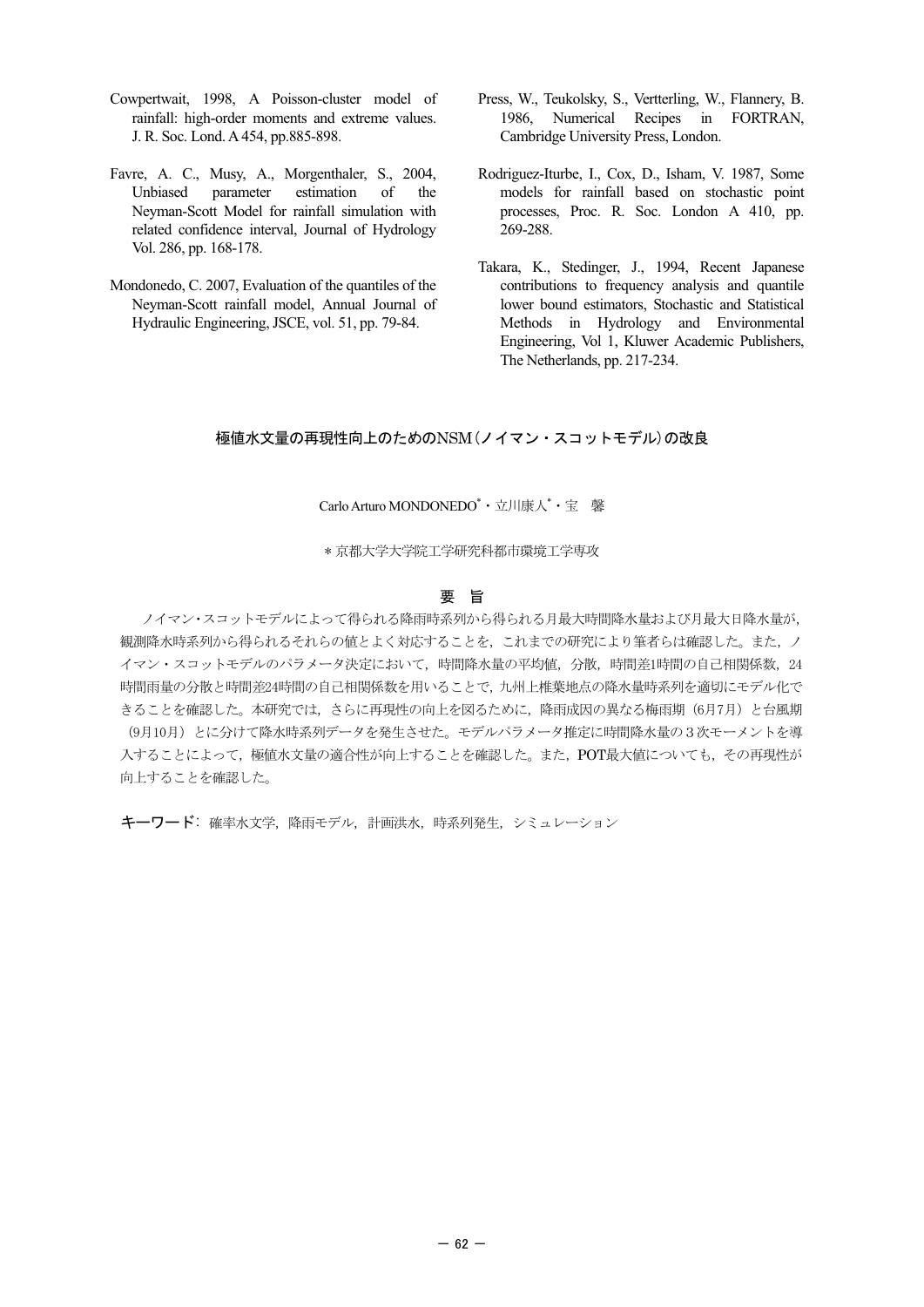Cowpertwait, 1998, A Poisson-cluster model of rainfall: high-order moments and extreme values. J. R. Soc. Lond. A 454, pp.885-898.

Favre, A. C., Musy, A., Morgenthaler, S., 2004, Unbiased parameter estimation of the Neyman-Scott Model for rainfall simulation with related confidence interval, Journal of Hydrology Vol. 286, pp. 168-178.

Mondonedo, C. 2007, Evaluation of the quantiles of the Neyman-Scott rainfall model, Annual Journal of Hydraulic Engineering, JSCE, vol. 51, pp. 79-84.

Press, W., Teukolsky, S., Vertterling, W., Flannery, B. 1986, Numerical Recipes in FORTRAN, Cambridge University Press, London.

Rodriguez-Iturbe, I., Cox, D., Isham, V. 1987, Some models for rainfall based on stochastic point processes, Proc. R. Soc. London A 410, pp. 269-288.

Takara, K., Stedinger, J., 1994, Recent Japanese contributions to frequency analysis and quantile lower bound estimators, Stochastic and Statistical Methods in Hydrology and Environmental Engineering, Vol 1, Kluwer Academic Publishers, The Netherlands, pp. 217-234.

## 極値水文量の再現性向上のためのNSM（ノイマン・スコットモデル）の改良

Carlo Arturo MONDONEDO*・立川康人*・宝　馨

＊京都大学大学院工学研究科都市環境工学専攻

### 要　旨

ノイマン・スコットモデルによって得られる降雨時系列から得られる月最大時間降水量および月最大日降水量が，観測降水時系列から得られるそれらの値とよく対応することを，これまでの研究により筆者らは確認した。また，ノイマン・スコットモデルのパラメータ決定において，時間降水量の平均値，分散，時間差1時間の自己相関係数，24時間雨量の分散と時間差24時間の自己相関係数を用いることで，九州上椎葉地点の降水量時系列を適切にモデル化できることを確認した。本研究では，さらに再現性の向上を図るために，降雨成因の異なる梅雨期（6月7月）と台風期（9月10月）とに分けて降水時系列データを発生させた。モデルパラメータ推定に時間降水量の３次モーメントを導入することによって，極値水文量の適合性が向上することを確認した。また，POT最大値についても，その再現性が向上することを確認した。

**キーワード**：確率水文学，降雨モデル，計画洪水，時系列発生，シミュレーション